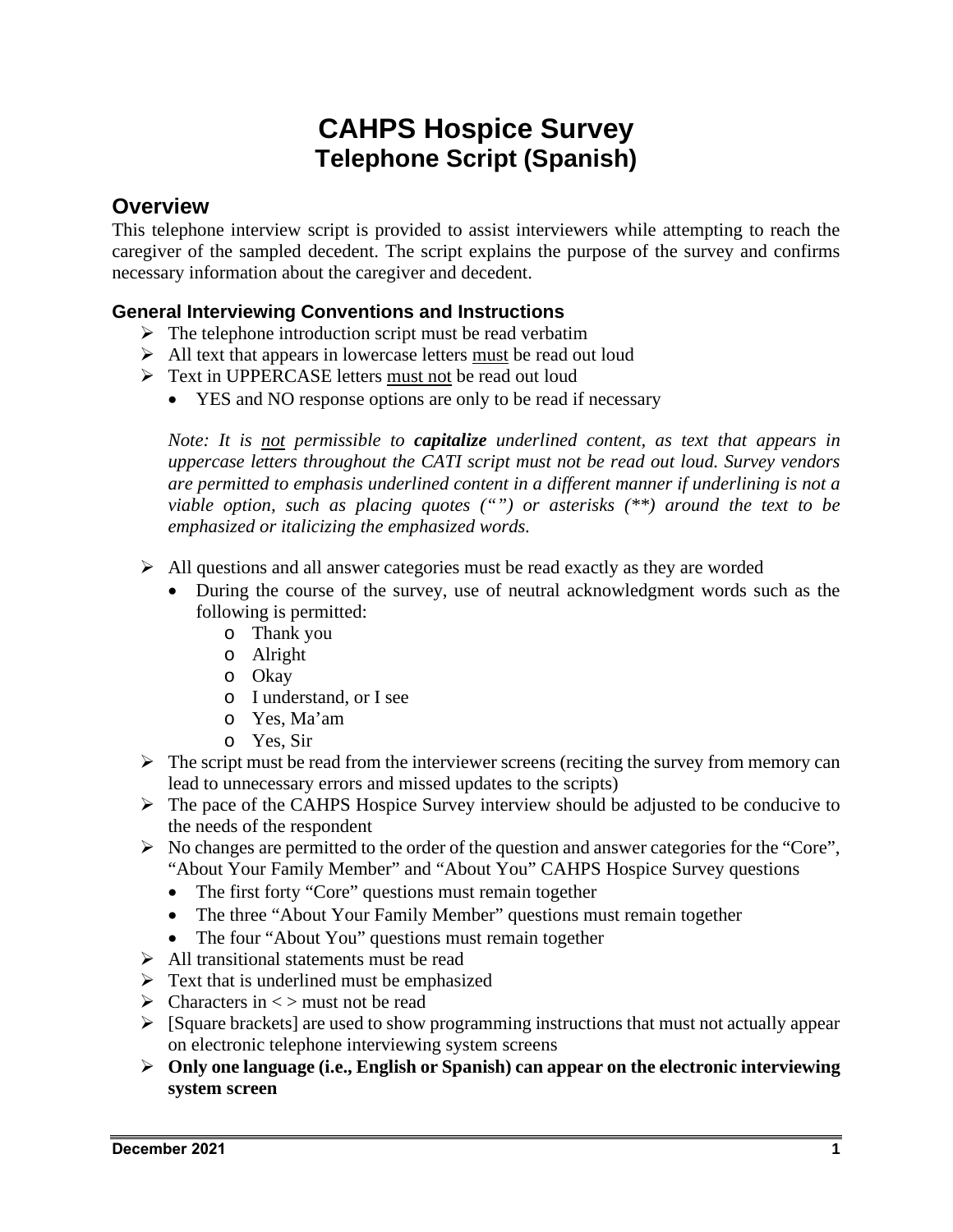# CAHPS Hospice Survey
## Telephone Script (Spanish)

## Overview

This telephone interview script is provided to assist interviewers while attempting to reach the caregiver of the sampled decedent. The script explains the purpose of the survey and confirms necessary information about the caregiver and decedent.

### General Interviewing Conventions and Instructions

- The telephone introduction script must be read verbatim
- All text that appears in lowercase letters <u>must</u> be read out loud
- Text in UPPERCASE letters <u>must not</u> be read out loud
  - YES and NO response options are only to be read if necessary

  *Note: It is <u>not</u> permissible to **capitalize** underlined content, as text that appears in uppercase letters throughout the CATI script must not be read out loud. Survey vendors are permitted to emphasis underlined content in a different manner if underlining is not a viable option, such as placing quotes ("") or asterisks (**) around the text to be emphasized or italicizing the emphasized words.*

- All questions and all answer categories must be read exactly as they are worded
  - During the course of the survey, use of neutral acknowledgment words such as the following is permitted:
    - Thank you
    - Alright
    - Okay
    - I understand, or I see
    - Yes, Ma'am
    - Yes, Sir
- The script must be read from the interviewer screens (reciting the survey from memory can lead to unnecessary errors and missed updates to the scripts)
- The pace of the CAHPS Hospice Survey interview should be adjusted to be conducive to the needs of the respondent
- No changes are permitted to the order of the question and answer categories for the "Core", "About Your Family Member" and "About You" CAHPS Hospice Survey questions
  - The first forty "Core" questions must remain together
  - The three "About Your Family Member" questions must remain together
  - The four "About You" questions must remain together
- All transitional statements must be read
- Text that is underlined must be emphasized
- Characters in < > must not be read
- [Square brackets] are used to show programming instructions that must not actually appear on electronic telephone interviewing system screens
- **Only one language (i.e., English or Spanish) can appear on the electronic interviewing system screen**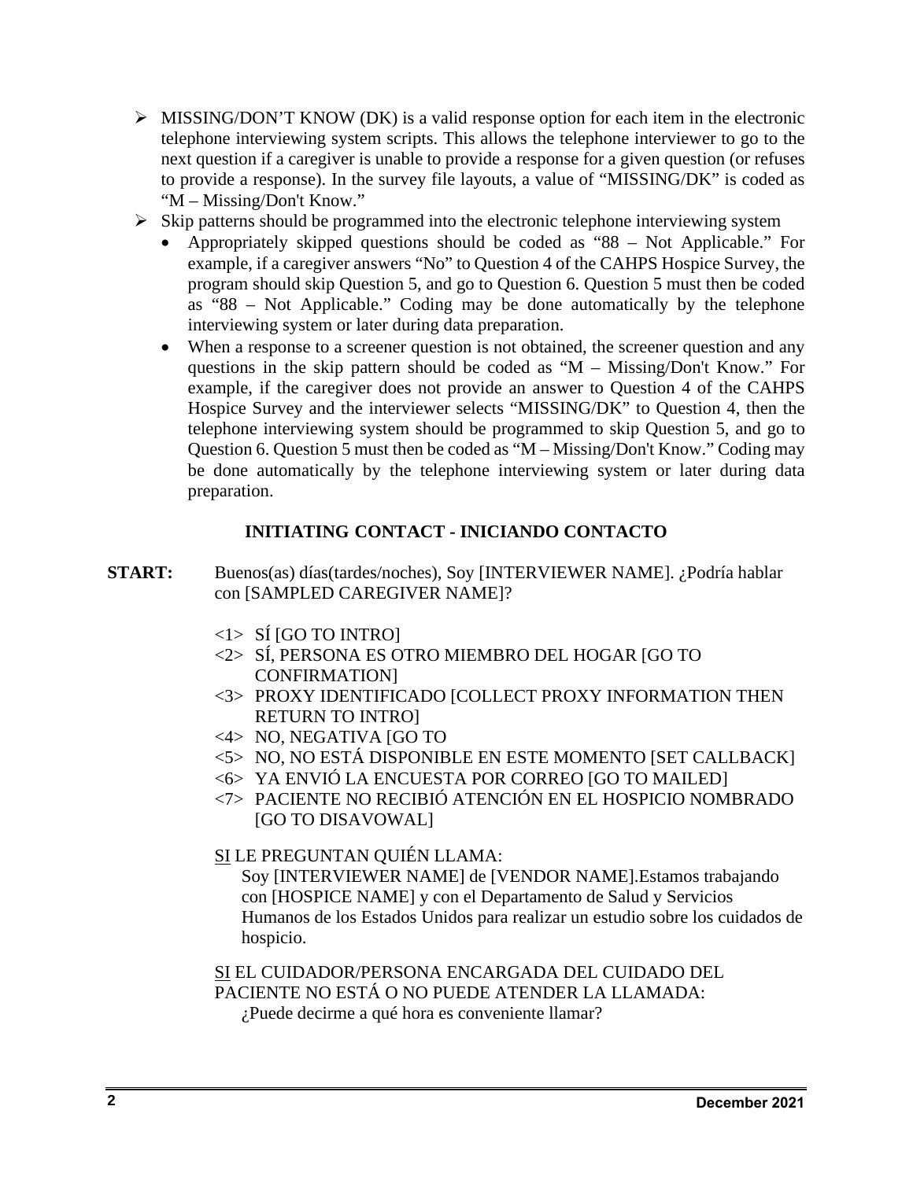- ➢ MISSING/DON'T KNOW (DK) is a valid response option for each item in the electronic telephone interviewing system scripts. This allows the telephone interviewer to go to the next question if a caregiver is unable to provide a response for a given question (or refuses to provide a response). In the survey file layouts, a value of "MISSING/DK" is coded as "M – Missing/Don't Know."
- ➢ Skip patterns should be programmed into the electronic telephone interviewing system
  - Appropriately skipped questions should be coded as "88 – Not Applicable." For example, if a caregiver answers "No" to Question 4 of the CAHPS Hospice Survey, the program should skip Question 5, and go to Question 6. Question 5 must then be coded as "88 – Not Applicable." Coding may be done automatically by the telephone interviewing system or later during data preparation.
  - When a response to a screener question is not obtained, the screener question and any questions in the skip pattern should be coded as "M – Missing/Don't Know." For example, if the caregiver does not provide an answer to Question 4 of the CAHPS Hospice Survey and the interviewer selects "MISSING/DK" to Question 4, then the telephone interviewing system should be programmed to skip Question 5, and go to Question 6. Question 5 must then be coded as "M – Missing/Don't Know." Coding may be done automatically by the telephone interviewing system or later during data preparation.

## INITIATING CONTACT - INICIANDO CONTACTO

**START:** Buenos(as) días(tardes/noches), Soy [INTERVIEWER NAME]. ¿Podría hablar con [SAMPLED CAREGIVER NAME]?

<1> SÍ [GO TO INTRO]
<2> SÍ, PERSONA ES OTRO MIEMBRO DEL HOGAR [GO TO CONFIRMATION]
<3> PROXY IDENTIFICADO [COLLECT PROXY INFORMATION THEN RETURN TO INTRO]
<4> NO, NEGATIVA [GO TO
<5> NO, NO ESTÁ DISPONIBLE EN ESTE MOMENTO [SET CALLBACK]
<6> YA ENVIÓ LA ENCUESTA POR CORREO [GO TO MAILED]
<7> PACIENTE NO RECIBIÓ ATENCIÓN EN EL HOSPICIO NOMBRADO [GO TO DISAVOWAL]

<u>SI</u> LE PREGUNTAN QUIÉN LLAMA:

Soy [INTERVIEWER NAME] de [VENDOR NAME].Estamos trabajando con [HOSPICE NAME] y con el Departamento de Salud y Servicios Humanos de los Estados Unidos para realizar un estudio sobre los cuidados de hospicio.

<u>SI</u> EL CUIDADOR/PERSONA ENCARGADA DEL CUIDADO DEL PACIENTE NO ESTÁ O NO PUEDE ATENDER LA LLAMADA:

¿Puede decirme a qué hora es conveniente llamar?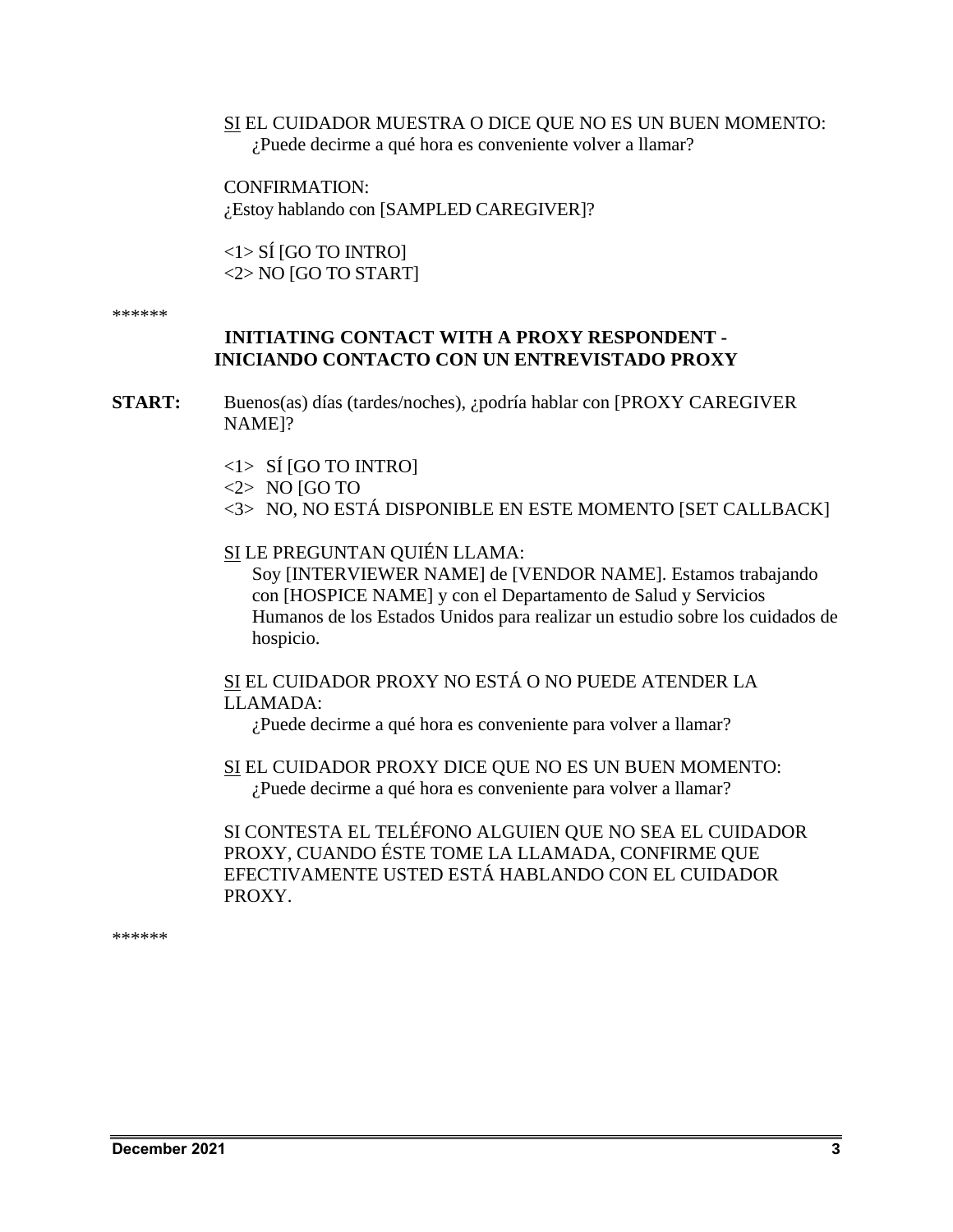SI EL CUIDADOR MUESTRA O DICE QUE NO ES UN BUEN MOMENTO:
¿Puede decirme a qué hora es conveniente volver a llamar?

CONFIRMATION:
¿Estoy hablando con [SAMPLED CAREGIVER]?

<1> SÍ [GO TO INTRO]
<2> NO [GO TO START]

******

## INITIATING CONTACT WITH A PROXY RESPONDENT - INICIANDO CONTACTO CON UN ENTREVISTADO PROXY

**START:** Buenos(as) días (tardes/noches), ¿podría hablar con [PROXY CAREGIVER NAME]?

<1> SÍ [GO TO INTRO]
<2> NO [GO TO
<3> NO, NO ESTÁ DISPONIBLE EN ESTE MOMENTO [SET CALLBACK]

SI LE PREGUNTAN QUIÉN LLAMA:
Soy [INTERVIEWER NAME] de [VENDOR NAME]. Estamos trabajando con [HOSPICE NAME] y con el Departamento de Salud y Servicios Humanos de los Estados Unidos para realizar un estudio sobre los cuidados de hospicio.

SI EL CUIDADOR PROXY NO ESTÁ O NO PUEDE ATENDER LA LLAMADA:
¿Puede decirme a qué hora es conveniente para volver a llamar?

SI EL CUIDADOR PROXY DICE QUE NO ES UN BUEN MOMENTO:
¿Puede decirme a qué hora es conveniente para volver a llamar?

SI CONTESTA EL TELÉFONO ALGUIEN QUE NO SEA EL CUIDADOR PROXY, CUANDO ÉSTE TOME LA LLAMADA, CONFIRME QUE EFECTIVAMENTE USTED ESTÁ HABLANDO CON EL CUIDADOR PROXY.

******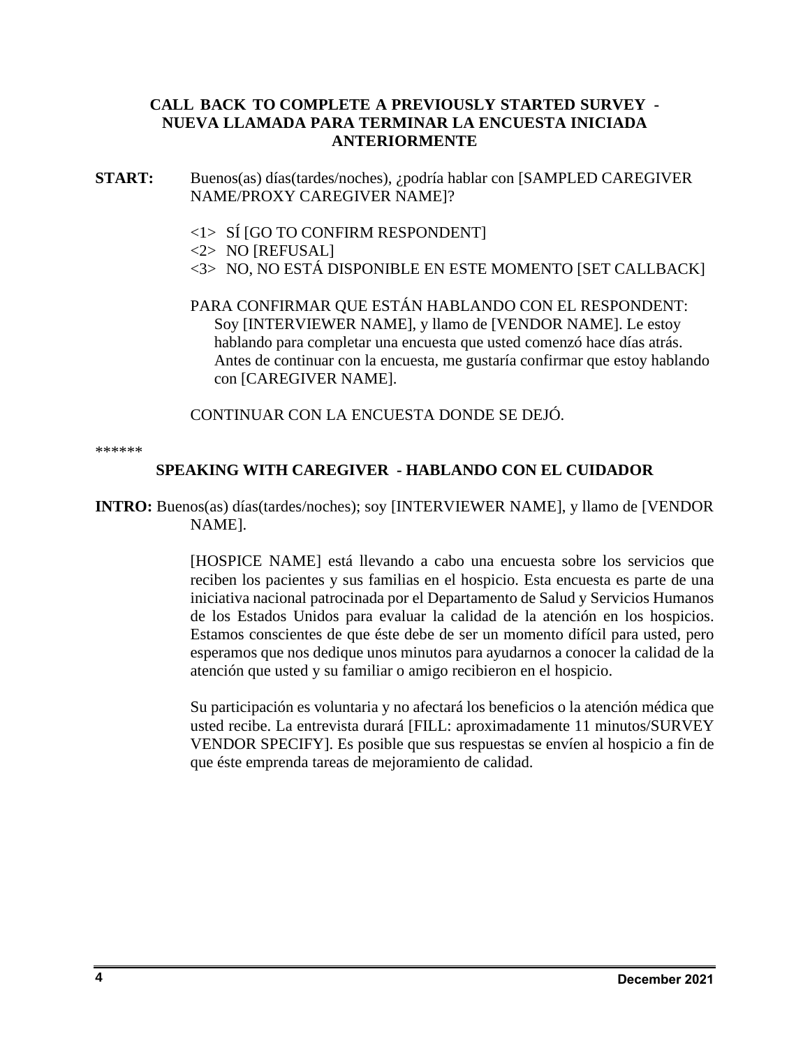### CALL BACK TO COMPLETE A PREVIOUSLY STARTED SURVEY - NUEVA LLAMADA PARA TERMINAR LA ENCUESTA INICIADA ANTERIORMENTE

**START:** Buenos(as) días(tardes/noches), ¿podría hablar con [SAMPLED CAREGIVER NAME/PROXY CAREGIVER NAME]?

<1> SÍ [GO TO CONFIRM RESPONDENT]
<2> NO [REFUSAL]
<3> NO, NO ESTÁ DISPONIBLE EN ESTE MOMENTO [SET CALLBACK]

PARA CONFIRMAR QUE ESTÁN HABLANDO CON EL RESPONDENT: Soy [INTERVIEWER NAME], y llamo de [VENDOR NAME]. Le estoy hablando para completar una encuesta que usted comenzó hace días atrás. Antes de continuar con la encuesta, me gustaría confirmar que estoy hablando con [CAREGIVER NAME].

CONTINUAR CON LA ENCUESTA DONDE SE DEJÓ.

******

### SPEAKING WITH CAREGIVER - HABLANDO CON EL CUIDADOR

**INTRO:** Buenos(as) días(tardes/noches); soy [INTERVIEWER NAME], y llamo de [VENDOR NAME].

[HOSPICE NAME] está llevando a cabo una encuesta sobre los servicios que reciben los pacientes y sus familias en el hospicio. Esta encuesta es parte de una iniciativa nacional patrocinada por el Departamento de Salud y Servicios Humanos de los Estados Unidos para evaluar la calidad de la atención en los hospicios. Estamos conscientes de que éste debe de ser un momento difícil para usted, pero esperamos que nos dedique unos minutos para ayudarnos a conocer la calidad de la atención que usted y su familiar o amigo recibieron en el hospicio.

Su participación es voluntaria y no afectará los beneficios o la atención médica que usted recibe. La entrevista durará [FILL: aproximadamente 11 minutos/SURVEY VENDOR SPECIFY]. Es posible que sus respuestas se envíen al hospicio a fin de que éste emprenda tareas de mejoramiento de calidad.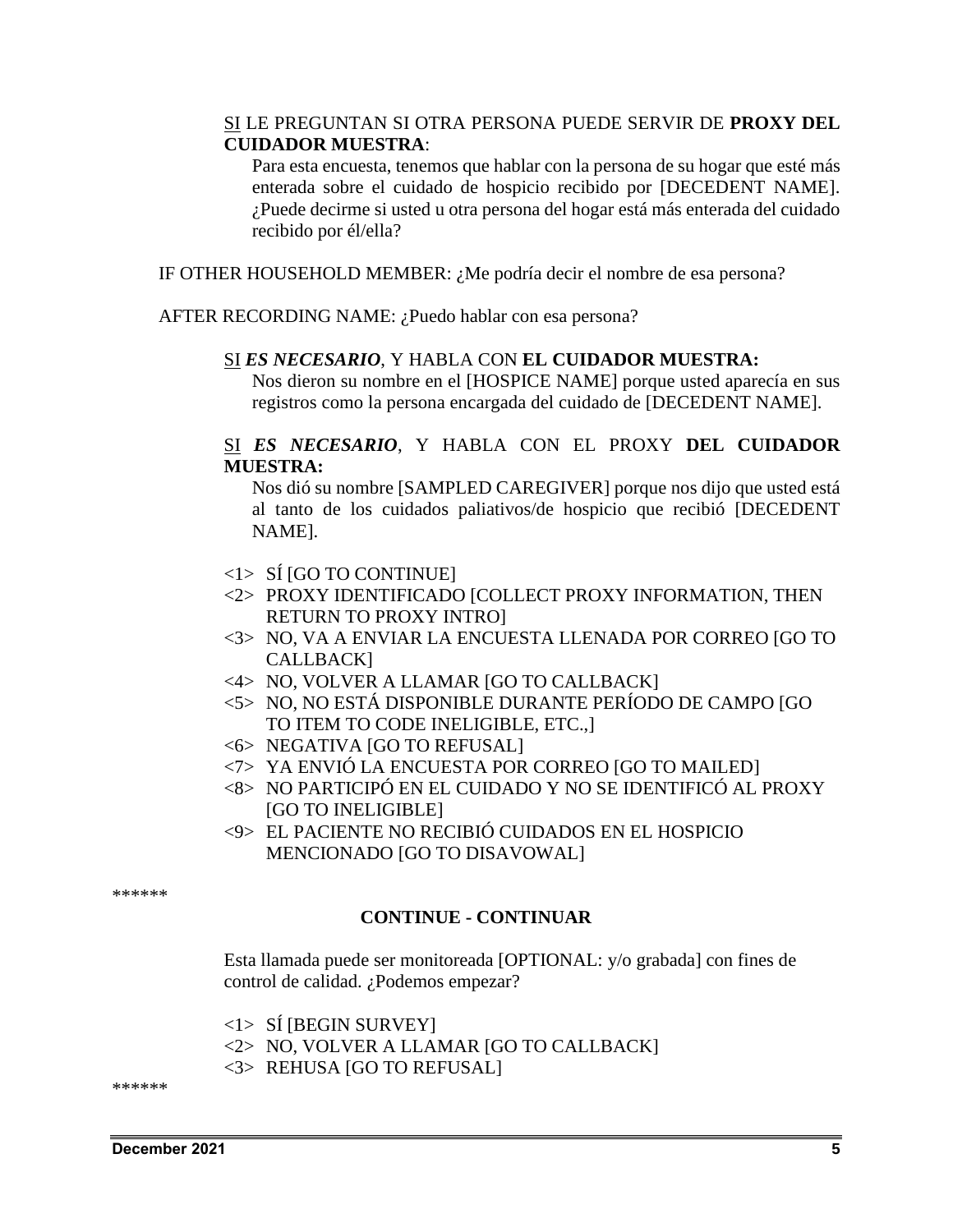SI LE PREGUNTAN SI OTRA PERSONA PUEDE SERVIR DE **PROXY DEL CUIDADOR MUESTRA**:

Para esta encuesta, tenemos que hablar con la persona de su hogar que esté más enterada sobre el cuidado de hospicio recibido por [DECEDENT NAME]. ¿Puede decirme si usted u otra persona del hogar está más enterada del cuidado recibido por él/ella?

IF OTHER HOUSEHOLD MEMBER: ¿Me podría decir el nombre de esa persona?

AFTER RECORDING NAME: ¿Puedo hablar con esa persona?

SI ***ES NECESARIO***, Y HABLA CON **EL CUIDADOR MUESTRA:**

Nos dieron su nombre en el [HOSPICE NAME] porque usted aparecía en sus registros como la persona encargada del cuidado de [DECEDENT NAME].

SI ***ES NECESARIO***, Y HABLA CON EL PROXY **DEL CUIDADOR MUESTRA:**

Nos dió su nombre [SAMPLED CAREGIVER] porque nos dijo que usted está al tanto de los cuidados paliativos/de hospicio que recibió [DECEDENT NAME].

<1> SÍ [GO TO CONTINUE]
<2> PROXY IDENTIFICADO [COLLECT PROXY INFORMATION, THEN RETURN TO PROXY INTRO]
<3> NO, VA A ENVIAR LA ENCUESTA LLENADA POR CORREO [GO TO CALLBACK]
<4> NO, VOLVER A LLAMAR [GO TO CALLBACK]
<5> NO, NO ESTÁ DISPONIBLE DURANTE PERÍODO DE CAMPO [GO TO ITEM TO CODE INELIGIBLE, ETC.,]
<6> NEGATIVA [GO TO REFUSAL]
<7> YA ENVIÓ LA ENCUESTA POR CORREO [GO TO MAILED]
<8> NO PARTICIPÓ EN EL CUIDADO Y NO SE IDENTIFICÓ AL PROXY [GO TO INELIGIBLE]
<9> EL PACIENTE NO RECIBIÓ CUIDADOS EN EL HOSPICIO MENCIONADO [GO TO DISAVOWAL]

******

## CONTINUE - CONTINUAR

Esta llamada puede ser monitoreada [OPTIONAL: y/o grabada] con fines de control de calidad. ¿Podemos empezar?

<1> SÍ [BEGIN SURVEY]
<2> NO, VOLVER A LLAMAR [GO TO CALLBACK]
<3> REHUSA [GO TO REFUSAL]

******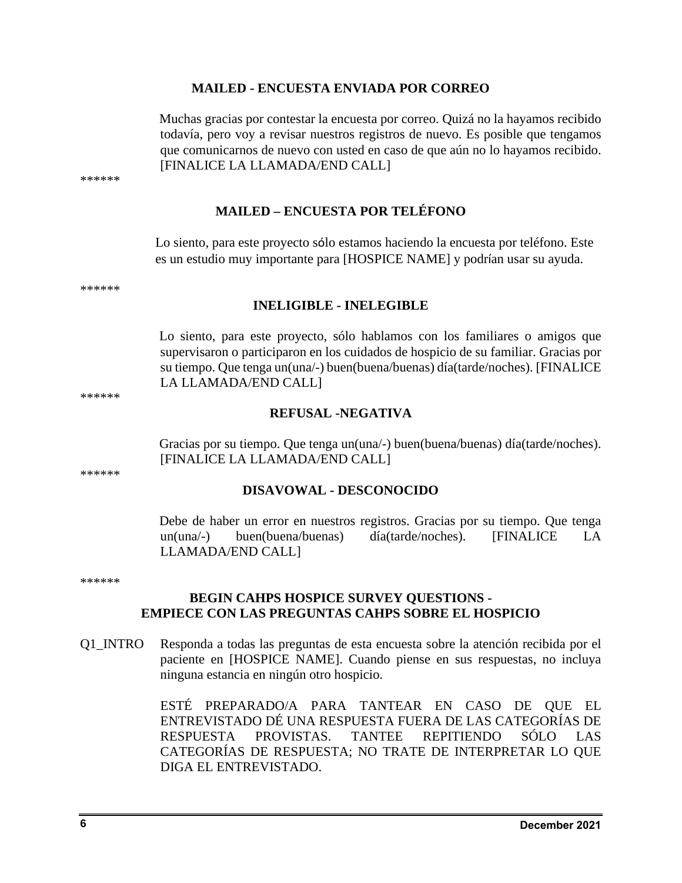**MAILED - ENCUESTA ENVIADA POR CORREO**

Muchas gracias por contestar la encuesta por correo. Quizá no la hayamos recibido todavía, pero voy a revisar nuestros registros de nuevo. Es posible que tengamos que comunicarnos de nuevo con usted en caso de que aún no lo hayamos recibido. [FINALICE LA LLAMADA/END CALL]

******

**MAILED – ENCUESTA POR TELÉFONO**

Lo siento, para este proyecto sólo estamos haciendo la encuesta por teléfono. Este es un estudio muy importante para [HOSPICE NAME] y podrían usar su ayuda.

******

**INELIGIBLE - INELEGIBLE**

Lo siento, para este proyecto, sólo hablamos con los familiares o amigos que supervisaron o participaron en los cuidados de hospicio de su familiar. Gracias por su tiempo. Que tenga un(una/-) buen(buena/buenas) día(tarde/noches). [FINALICE LA LLAMADA/END CALL]

******

**REFUSAL -NEGATIVA**

Gracias por su tiempo. Que tenga un(una/-) buen(buena/buenas) día(tarde/noches). [FINALICE LA LLAMADA/END CALL]

******

**DISAVOWAL - DESCONOCIDO**

Debe de haber un error en nuestros registros. Gracias por su tiempo. Que tenga un(una/-) buen(buena/buenas) día(tarde/noches). [FINALICE LA LLAMADA/END CALL]

******

**BEGIN CAHPS HOSPICE SURVEY QUESTIONS - EMPIECE CON LAS PREGUNTAS CAHPS SOBRE EL HOSPICIO**

Q1_INTRO Responda a todas las preguntas de esta encuesta sobre la atención recibida por el paciente en [HOSPICE NAME]. Cuando piense en sus respuestas, no incluya ninguna estancia en ningún otro hospicio.

ESTÉ PREPARADO/A PARA TANTEAR EN CASO DE QUE EL ENTREVISTADO DÉ UNA RESPUESTA FUERA DE LAS CATEGORÍAS DE RESPUESTA PROVISTAS. TANTEE REPITIENDO SÓLO LAS CATEGORÍAS DE RESPUESTA; NO TRATE DE INTERPRETAR LO QUE DIGA EL ENTREVISTADO.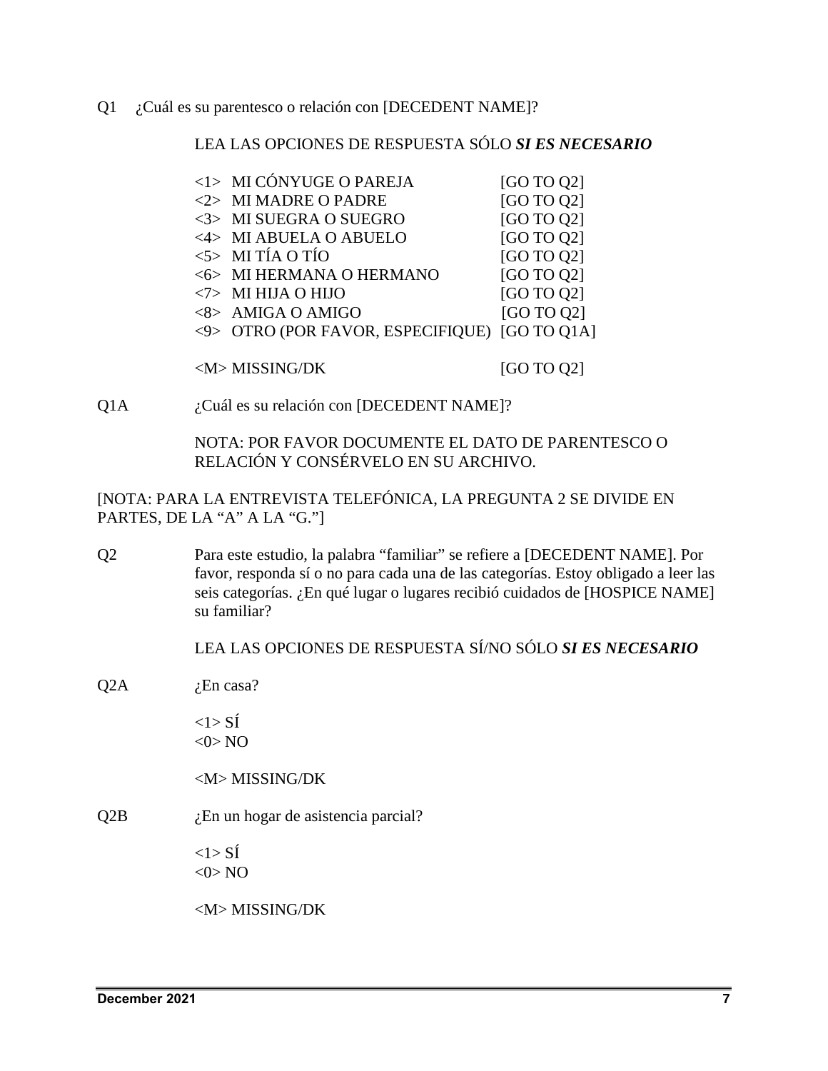Q1 ¿Cuál es su parentesco o relación con [DECEDENT NAME]?

LEA LAS OPCIONES DE RESPUESTA SÓLO ***SI ES NECESARIO***

| | |
|---|---|
| <1> MI CÓNYUGE O PAREJA | [GO TO Q2] |
| <2> MI MADRE O PADRE | [GO TO Q2] |
| <3> MI SUEGRA O SUEGRO | [GO TO Q2] |
| <4> MI ABUELA O ABUELO | [GO TO Q2] |
| <5> MI TÍA O TÍO | [GO TO Q2] |
| <6> MI HERMANA O HERMANO | [GO TO Q2] |
| <7> MI HIJA O HIJO | [GO TO Q2] |
| <8> AMIGA O AMIGO | [GO TO Q2] |
| <9> OTRO (POR FAVOR, ESPECIFIQUE) | [GO TO Q1A] |
| <M> MISSING/DK | [GO TO Q2] |

Q1A ¿Cuál es su relación con [DECEDENT NAME]?

NOTA: POR FAVOR DOCUMENTE EL DATO DE PARENTESCO O RELACIÓN Y CONSÉRVELO EN SU ARCHIVO.

[NOTA: PARA LA ENTREVISTA TELEFÓNICA, LA PREGUNTA 2 SE DIVIDE EN PARTES, DE LA "A" A LA "G."]

Q2 Para este estudio, la palabra "familiar" se refiere a [DECEDENT NAME]. Por favor, responda sí o no para cada una de las categorías. Estoy obligado a leer las seis categorías. ¿En qué lugar o lugares recibió cuidados de [HOSPICE NAME] su familiar?

LEA LAS OPCIONES DE RESPUESTA SÍ/NO SÓLO ***SI ES NECESARIO***

Q2A ¿En casa?

<1> SÍ
<0> NO

<M> MISSING/DK

Q2B ¿En un hogar de asistencia parcial?

<1> SÍ
<0> NO

<M> MISSING/DK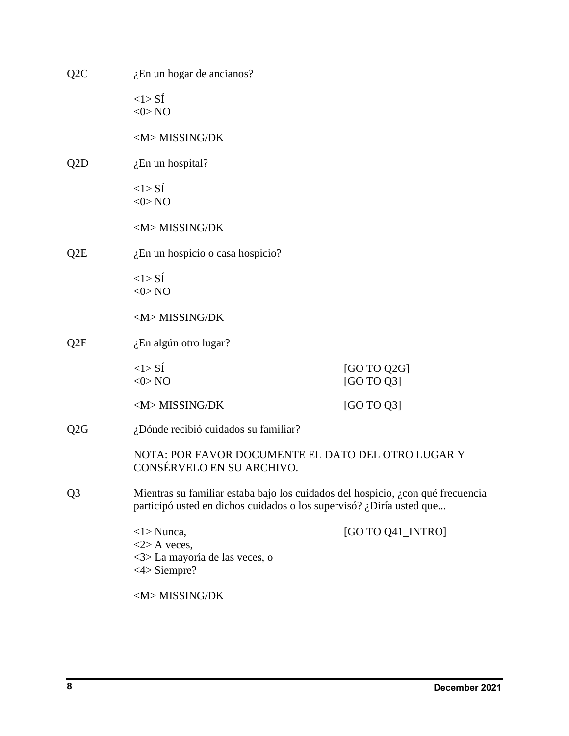Q2C ¿En un hogar de ancianos?

<1> SÍ
<0> NO

<M> MISSING/DK

Q2D ¿En un hospital?

<1> SÍ
<0> NO

<M> MISSING/DK

Q2E ¿En un hospicio o casa hospicio?

<1> SÍ
<0> NO

<M> MISSING/DK

Q2F ¿En algún otro lugar?

<1> SÍ [GO TO Q2G]
<0> NO [GO TO Q3]

<M> MISSING/DK [GO TO Q3]

Q2G ¿Dónde recibió cuidados su familiar?

NOTA: POR FAVOR DOCUMENTE EL DATO DEL OTRO LUGAR Y CONSÉRVELO EN SU ARCHIVO.

Q3 Mientras su familiar estaba bajo los cuidados del hospicio, ¿con qué frecuencia participó usted en dichos cuidados o los supervisó? ¿Diría usted que...

<1> Nunca, [GO TO Q41_INTRO]
<2> A veces,
<3> La mayoría de las veces, o
<4> Siempre?

<M> MISSING/DK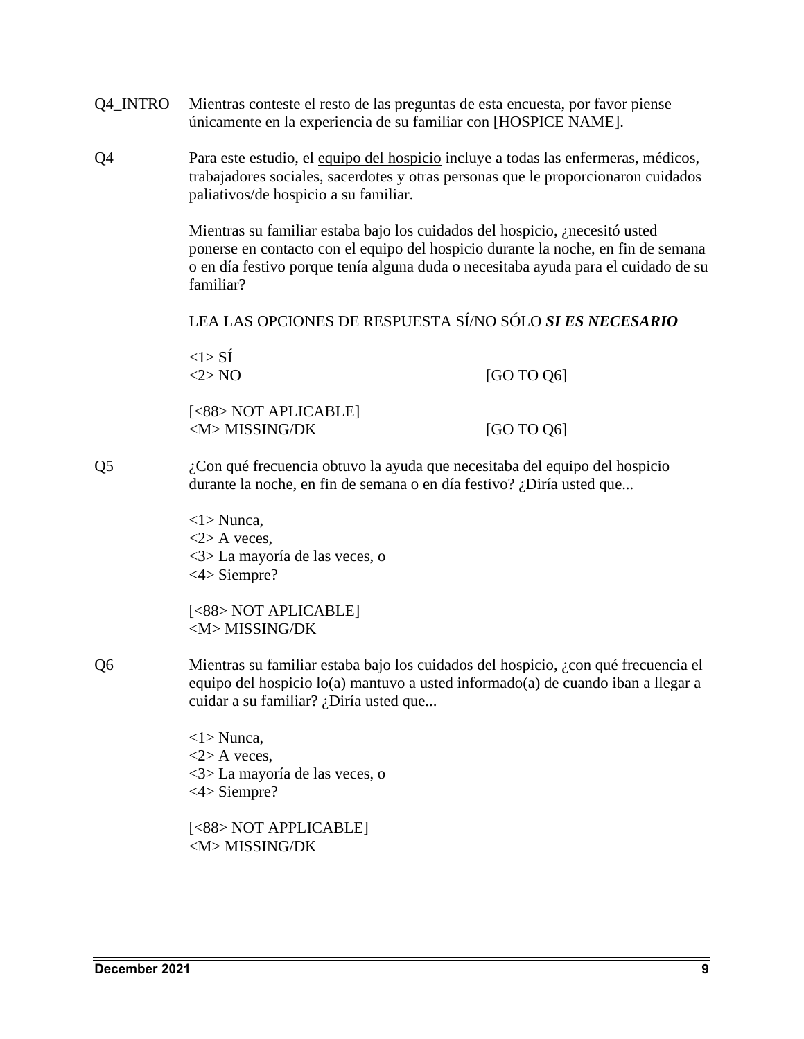Q4_INTRO Mientras conteste el resto de las preguntas de esta encuesta, por favor piense únicamente en la experiencia de su familiar con [HOSPICE NAME].

Q4 Para este estudio, el <u>equipo del hospicio</u> incluye a todas las enfermeras, médicos, trabajadores sociales, sacerdotes y otras personas que le proporcionaron cuidados paliativos/de hospicio a su familiar.

Mientras su familiar estaba bajo los cuidados del hospicio, ¿necesitó usted ponerse en contacto con el equipo del hospicio durante la noche, en fin de semana o en día festivo porque tenía alguna duda o necesitaba ayuda para el cuidado de su familiar?

LEA LAS OPCIONES DE RESPUESTA SÍ/NO SÓLO ***SI ES NECESARIO***

<1> SÍ
<2> NO [GO TO Q6]

[<88> NOT APLICABLE]
<M> MISSING/DK [GO TO Q6]

Q5 ¿Con qué frecuencia obtuvo la ayuda que necesitaba del equipo del hospicio durante la noche, en fin de semana o en día festivo? ¿Diría usted que...

<1> Nunca,
<2> A veces,
<3> La mayoría de las veces, o
<4> Siempre?

[<88> NOT APLICABLE]
<M> MISSING/DK

Q6 Mientras su familiar estaba bajo los cuidados del hospicio, ¿con qué frecuencia el equipo del hospicio lo(a) mantuvo a usted informado(a) de cuando iban a llegar a cuidar a su familiar? ¿Diría usted que...

<1> Nunca,
<2> A veces,
<3> La mayoría de las veces, o
<4> Siempre?

[<88> NOT APPLICABLE]
<M> MISSING/DK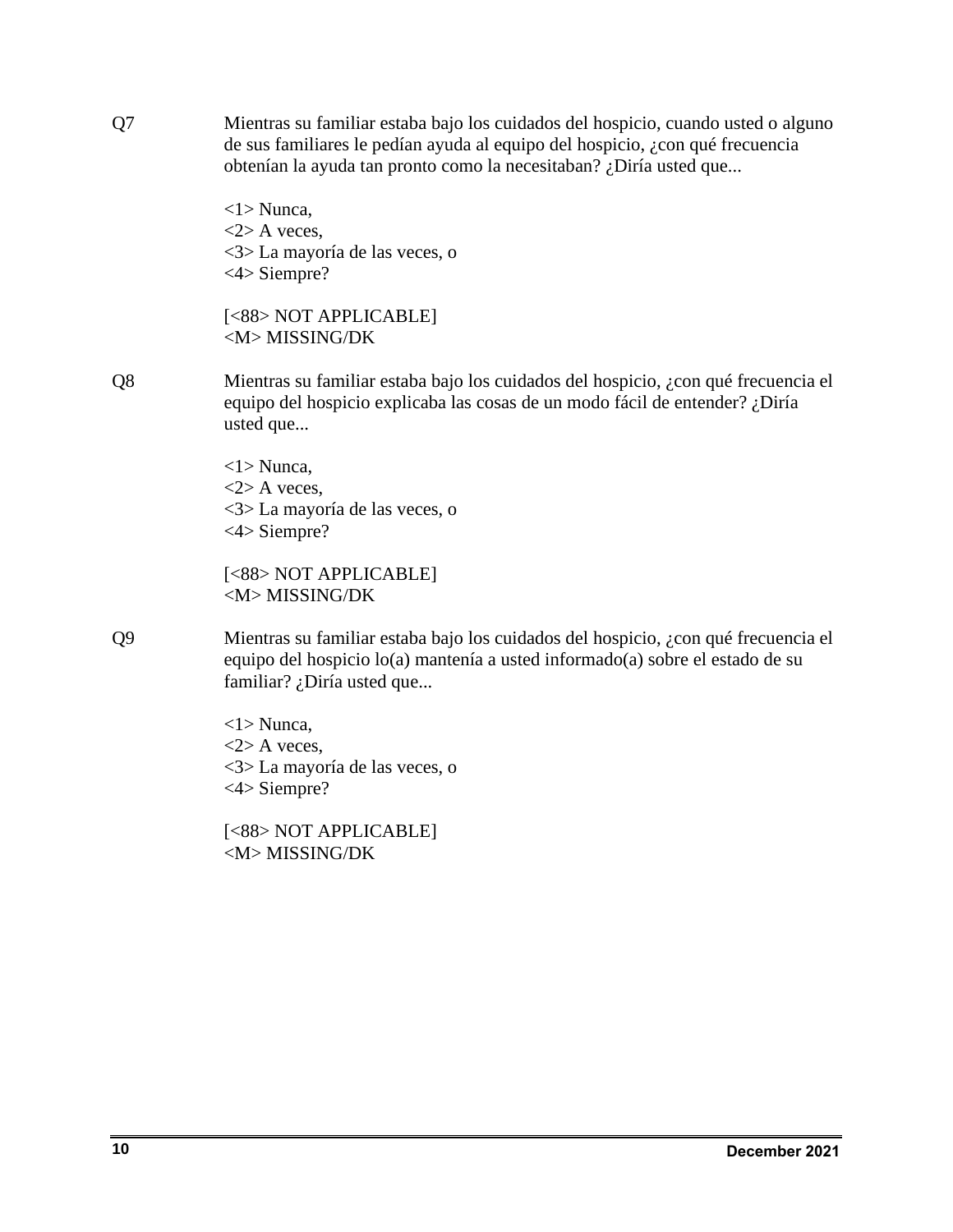Q7 Mientras su familiar estaba bajo los cuidados del hospicio, cuando usted o alguno de sus familiares le pedían ayuda al equipo del hospicio, ¿con qué frecuencia obtenían la ayuda tan pronto como la necesitaban? ¿Diría usted que...

<1> Nunca,
<2> A veces,
<3> La mayoría de las veces, o
<4> Siempre?

[<88> NOT APPLICABLE]
<M> MISSING/DK

Q8 Mientras su familiar estaba bajo los cuidados del hospicio, ¿con qué frecuencia el equipo del hospicio explicaba las cosas de un modo fácil de entender? ¿Diría usted que...

<1> Nunca,
<2> A veces,
<3> La mayoría de las veces, o
<4> Siempre?

[<88> NOT APPLICABLE]
<M> MISSING/DK

Q9 Mientras su familiar estaba bajo los cuidados del hospicio, ¿con qué frecuencia el equipo del hospicio lo(a) mantenía a usted informado(a) sobre el estado de su familiar? ¿Diría usted que...

<1> Nunca,
<2> A veces,
<3> La mayoría de las veces, o
<4> Siempre?

[<88> NOT APPLICABLE]
<M> MISSING/DK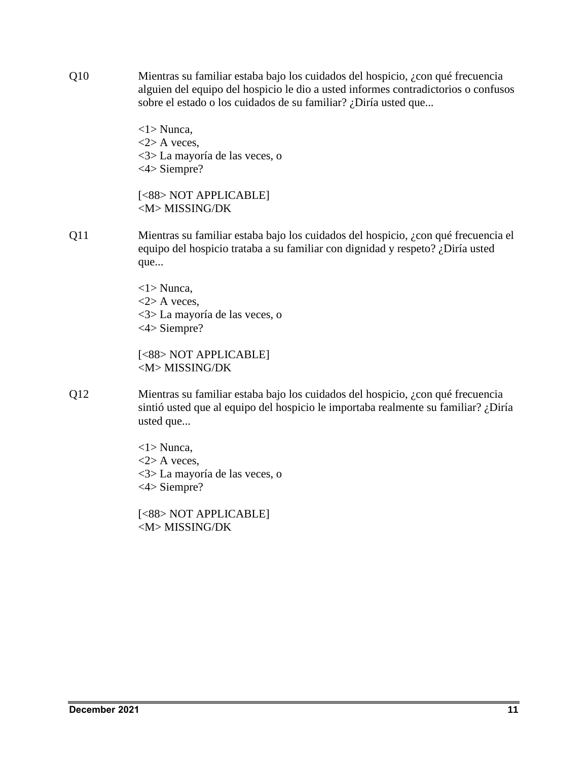Q10 Mientras su familiar estaba bajo los cuidados del hospicio, ¿con qué frecuencia alguien del equipo del hospicio le dio a usted informes contradictorios o confusos sobre el estado o los cuidados de su familiar? ¿Diría usted que...

<1> Nunca,
<2> A veces,
<3> La mayoría de las veces, o
<4> Siempre?

[<88> NOT APPLICABLE]
<M> MISSING/DK

Q11 Mientras su familiar estaba bajo los cuidados del hospicio, ¿con qué frecuencia el equipo del hospicio trataba a su familiar con dignidad y respeto? ¿Diría usted que...

<1> Nunca,
<2> A veces,
<3> La mayoría de las veces, o
<4> Siempre?

[<88> NOT APPLICABLE]
<M> MISSING/DK

Q12 Mientras su familiar estaba bajo los cuidados del hospicio, ¿con qué frecuencia sintió usted que al equipo del hospicio le importaba realmente su familiar? ¿Diría usted que...

<1> Nunca,
<2> A veces,
<3> La mayoría de las veces, o
<4> Siempre?

[<88> NOT APPLICABLE]
<M> MISSING/DK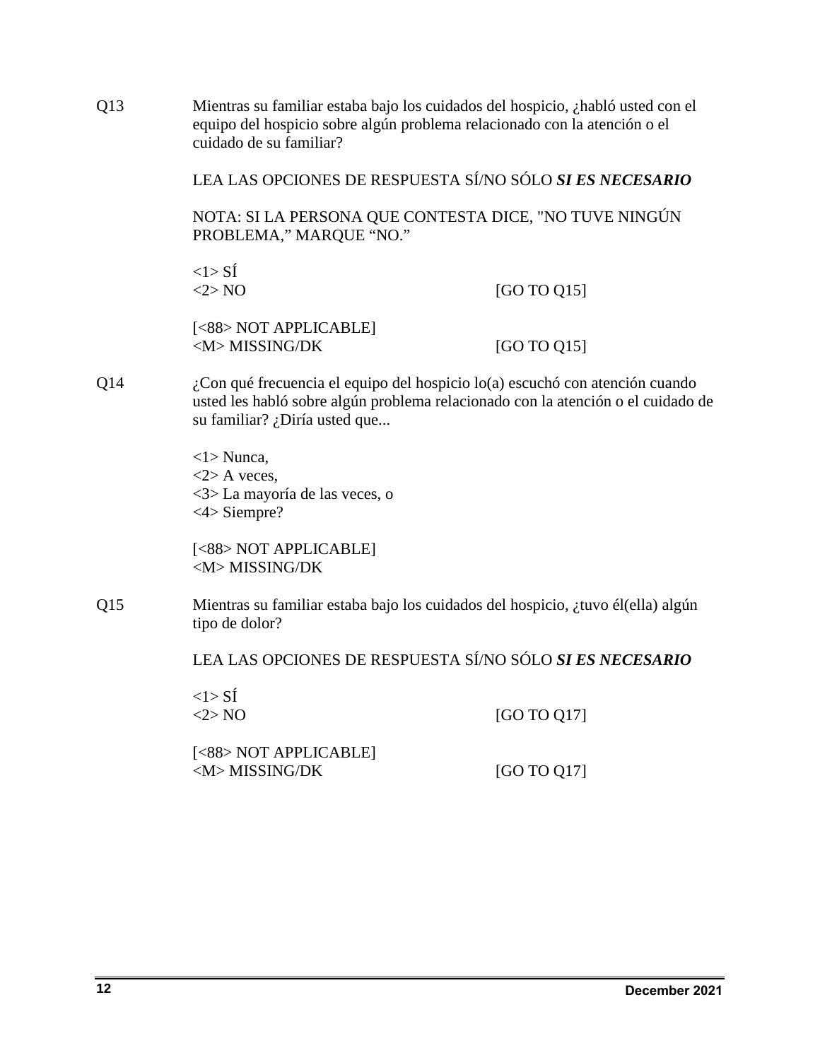Q13 Mientras su familiar estaba bajo los cuidados del hospicio, ¿habló usted con el equipo del hospicio sobre algún problema relacionado con la atención o el cuidado de su familiar?

LEA LAS OPCIONES DE RESPUESTA SÍ/NO SÓLO ***SI ES NECESARIO***

NOTA: SI LA PERSONA QUE CONTESTA DICE, "NO TUVE NINGÚN PROBLEMA," MARQUE "NO."

<1> SÍ
<2> NO [GO TO Q15]

[<88> NOT APPLICABLE]
<M> MISSING/DK [GO TO Q15]

Q14 ¿Con qué frecuencia el equipo del hospicio lo(a) escuchó con atención cuando usted les habló sobre algún problema relacionado con la atención o el cuidado de su familiar? ¿Diría usted que...

<1> Nunca,
<2> A veces,
<3> La mayoría de las veces, o
<4> Siempre?

[<88> NOT APPLICABLE]
<M> MISSING/DK

Q15 Mientras su familiar estaba bajo los cuidados del hospicio, ¿tuvo él(ella) algún tipo de dolor?

LEA LAS OPCIONES DE RESPUESTA SÍ/NO SÓLO ***SI ES NECESARIO***

<1> SÍ
<2> NO [GO TO Q17]

[<88> NOT APPLICABLE]
<M> MISSING/DK [GO TO Q17]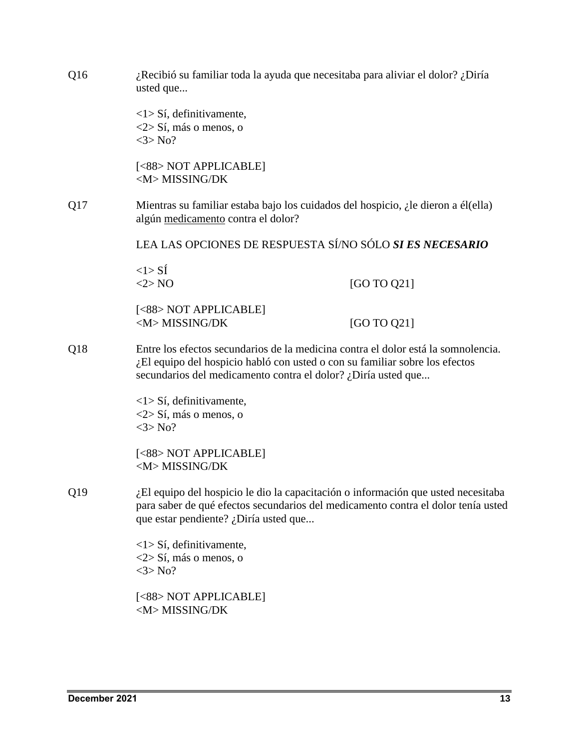Q16 ¿Recibió su familiar toda la ayuda que necesitaba para aliviar el dolor? ¿Diría usted que...

<1> Sí, definitivamente,
<2> Sí, más o menos, o
<3> No?

[<88> NOT APPLICABLE]
<M> MISSING/DK

Q17 Mientras su familiar estaba bajo los cuidados del hospicio, ¿le dieron a él(ella) algún <u>medicamento</u> contra el dolor?

LEA LAS OPCIONES DE RESPUESTA SÍ/NO SÓLO ***SI ES NECESARIO***

<1> SÍ
<2> NO [GO TO Q21]

[<88> NOT APPLICABLE]
<M> MISSING/DK [GO TO Q21]

Q18 Entre los efectos secundarios de la medicina contra el dolor está la somnolencia. ¿El equipo del hospicio habló con usted o con su familiar sobre los efectos secundarios del medicamento contra el dolor? ¿Diría usted que...

<1> Sí, definitivamente,
<2> Sí, más o menos, o
<3> No?

[<88> NOT APPLICABLE]
<M> MISSING/DK

Q19 ¿El equipo del hospicio le dio la capacitación o información que usted necesitaba para saber de qué efectos secundarios del medicamento contra el dolor tenía usted que estar pendiente? ¿Diría usted que...

<1> Sí, definitivamente,
<2> Sí, más o menos, o
<3> No?

[<88> NOT APPLICABLE]
<M> MISSING/DK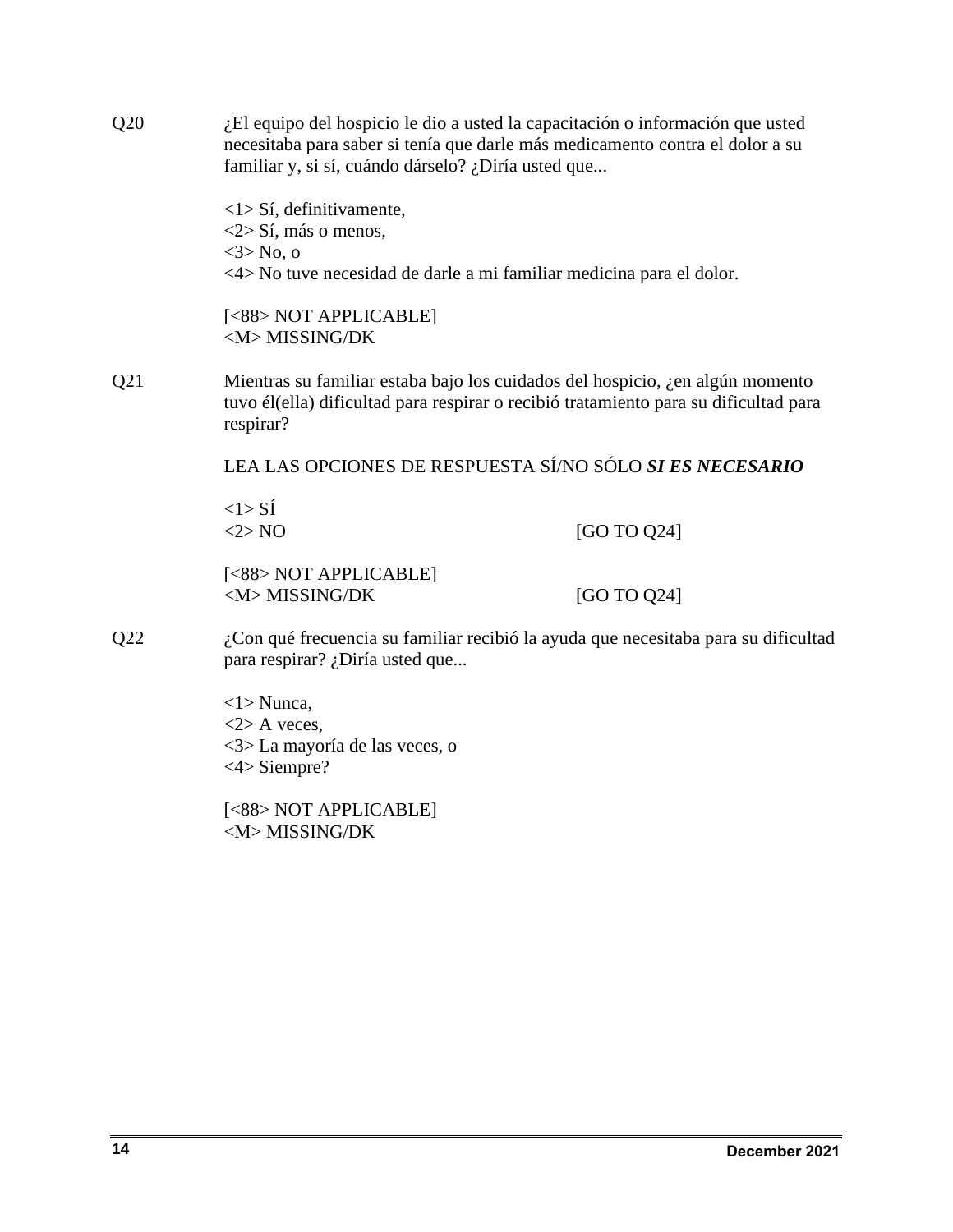Q20 ¿El equipo del hospicio le dio a usted la capacitación o información que usted necesitaba para saber si tenía que darle más medicamento contra el dolor a su familiar y, si sí, cuándo dárselo? ¿Diría usted que...

<1> Sí, definitivamente,
<2> Sí, más o menos,
<3> No, o
<4> No tuve necesidad de darle a mi familiar medicina para el dolor.

[<88> NOT APPLICABLE]
<M> MISSING/DK

Q21 Mientras su familiar estaba bajo los cuidados del hospicio, ¿en algún momento tuvo él(ella) dificultad para respirar o recibió tratamiento para su dificultad para respirar?

LEA LAS OPCIONES DE RESPUESTA SÍ/NO SÓLO ***SI ES NECESARIO***

<1> SÍ
<2> NO [GO TO Q24]

[<88> NOT APPLICABLE]
<M> MISSING/DK [GO TO Q24]

Q22 ¿Con qué frecuencia su familiar recibió la ayuda que necesitaba para su dificultad para respirar? ¿Diría usted que...

<1> Nunca,
<2> A veces,
<3> La mayoría de las veces, o
<4> Siempre?

[<88> NOT APPLICABLE]
<M> MISSING/DK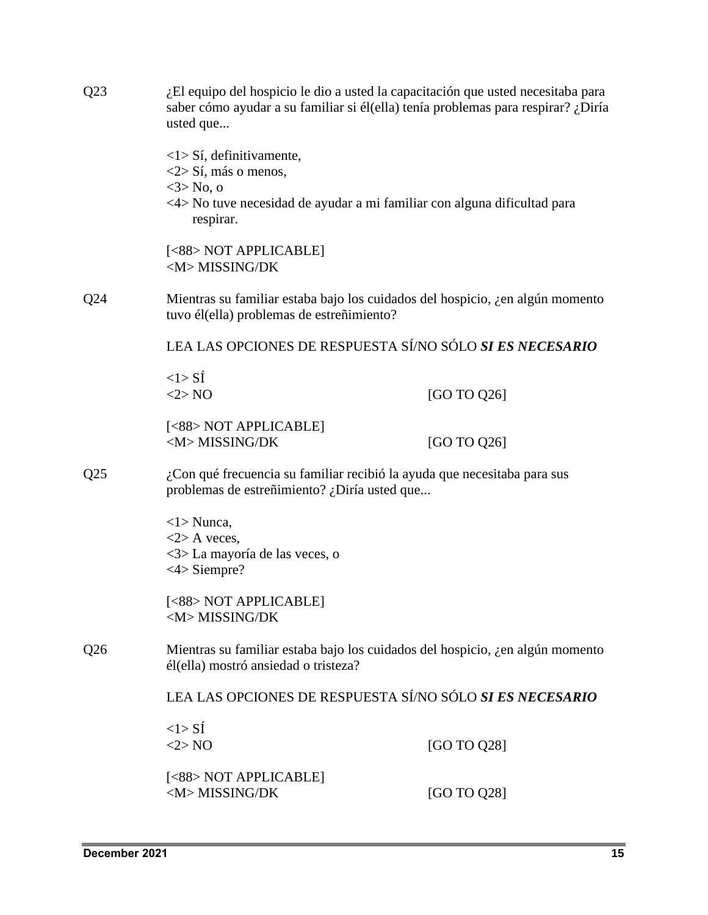Q23 ¿El equipo del hospicio le dio a usted la capacitación que usted necesitaba para saber cómo ayudar a su familiar si él(ella) tenía problemas para respirar? ¿Diría usted que...

<1> Sí, definitivamente,
<2> Sí, más o menos,
<3> No, o
<4> No tuve necesidad de ayudar a mi familiar con alguna dificultad para respirar.

[<88> NOT APPLICABLE]
<M> MISSING/DK

Q24 Mientras su familiar estaba bajo los cuidados del hospicio, ¿en algún momento tuvo él(ella) problemas de estreñimiento?

LEA LAS OPCIONES DE RESPUESTA SÍ/NO SÓLO ***SI ES NECESARIO***

<1> SÍ
<2> NO [GO TO Q26]

[<88> NOT APPLICABLE]
<M> MISSING/DK [GO TO Q26]

Q25 ¿Con qué frecuencia su familiar recibió la ayuda que necesitaba para sus problemas de estreñimiento? ¿Diría usted que...

<1> Nunca,
<2> A veces,
<3> La mayoría de las veces, o
<4> Siempre?

[<88> NOT APPLICABLE]
<M> MISSING/DK

Q26 Mientras su familiar estaba bajo los cuidados del hospicio, ¿en algún momento él(ella) mostró ansiedad o tristeza?

LEA LAS OPCIONES DE RESPUESTA SÍ/NO SÓLO ***SI ES NECESARIO***

<1> SÍ
<2> NO [GO TO Q28]

[<88> NOT APPLICABLE]
<M> MISSING/DK [GO TO Q28]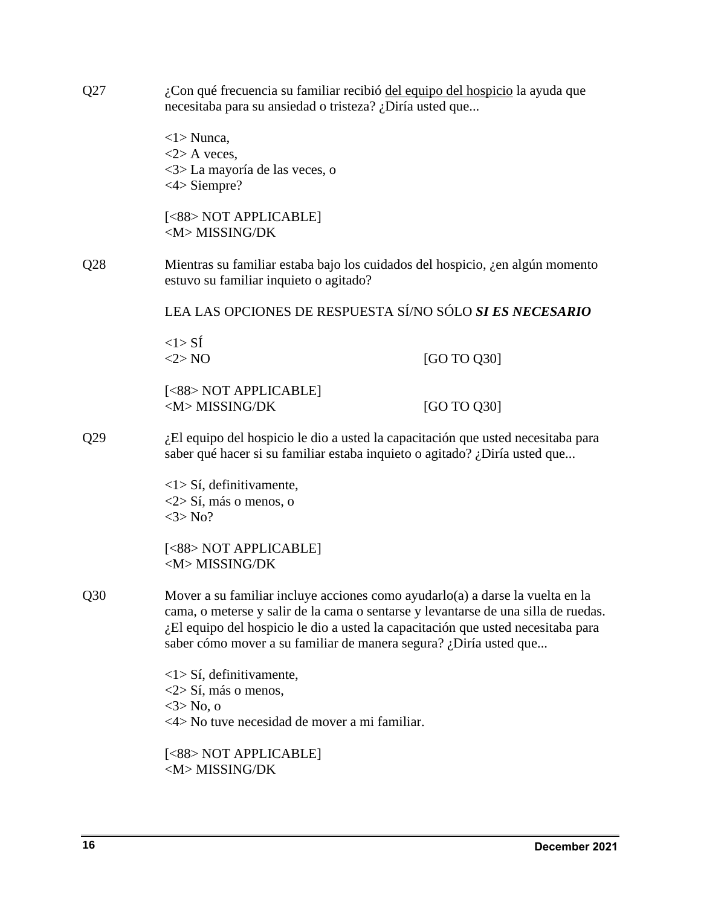Q27 ¿Con qué frecuencia su familiar recibió <u>del equipo del hospicio</u> la ayuda que necesitaba para su ansiedad o tristeza? ¿Diría usted que...

<1> Nunca,
<2> A veces,
<3> La mayoría de las veces, o
<4> Siempre?

[<88> NOT APPLICABLE]
<M> MISSING/DK

Q28 Mientras su familiar estaba bajo los cuidados del hospicio, ¿en algún momento estuvo su familiar inquieto o agitado?

LEA LAS OPCIONES DE RESPUESTA SÍ/NO SÓLO ***SI ES NECESARIO***

<1> SÍ
<2> NO [GO TO Q30]

[<88> NOT APPLICABLE]
<M> MISSING/DK [GO TO Q30]

Q29 ¿El equipo del hospicio le dio a usted la capacitación que usted necesitaba para saber qué hacer si su familiar estaba inquieto o agitado? ¿Diría usted que...

<1> Sí, definitivamente,
<2> Sí, más o menos, o
<3> No?

[<88> NOT APPLICABLE]
<M> MISSING/DK

Q30 Mover a su familiar incluye acciones como ayudarlo(a) a darse la vuelta en la cama, o meterse y salir de la cama o sentarse y levantarse de una silla de ruedas. ¿El equipo del hospicio le dio a usted la capacitación que usted necesitaba para saber cómo mover a su familiar de manera segura? ¿Diría usted que...

<1> Sí, definitivamente,
<2> Sí, más o menos,
<3> No, o
<4> No tuve necesidad de mover a mi familiar.

[<88> NOT APPLICABLE]
<M> MISSING/DK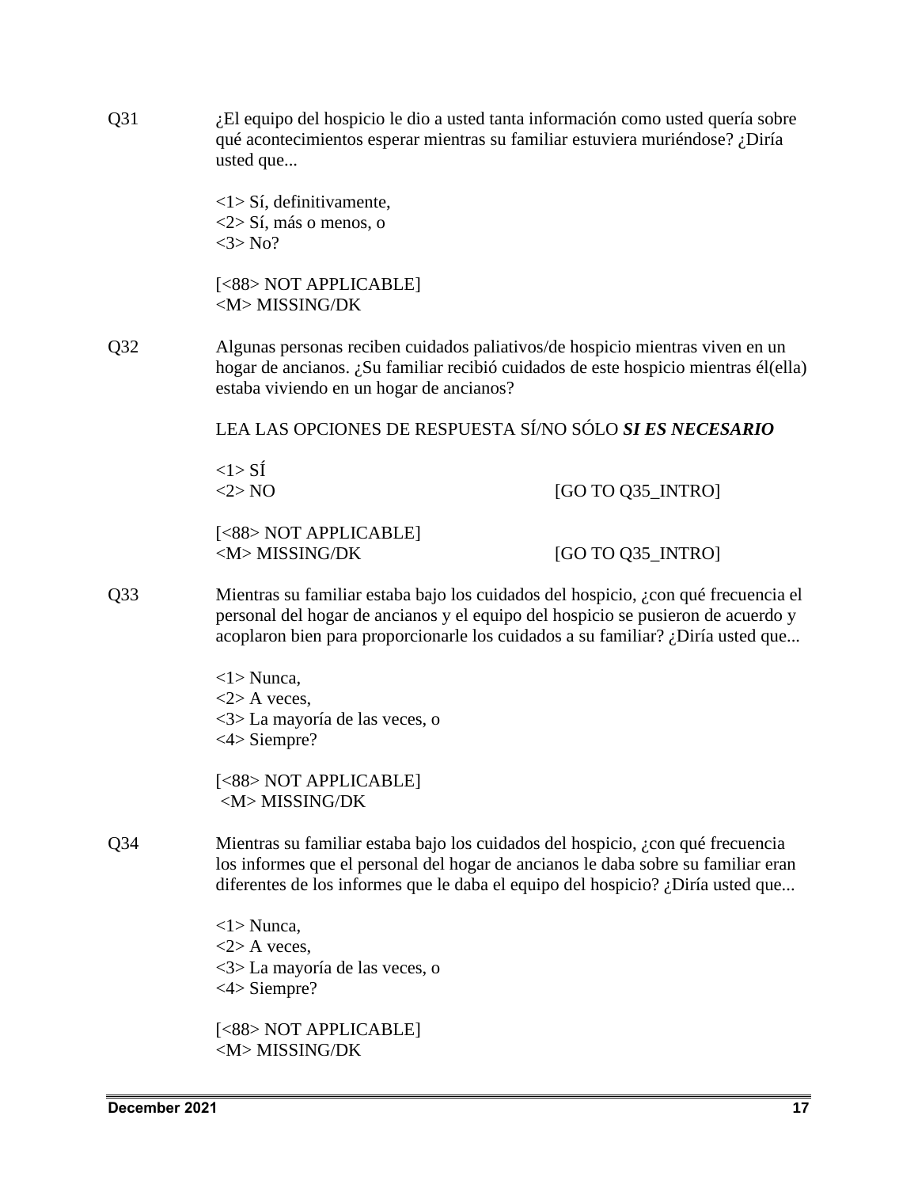Q31 ¿El equipo del hospicio le dio a usted tanta información como usted quería sobre qué acontecimientos esperar mientras su familiar estuviera muriéndose? ¿Diría usted que...

<1> Sí, definitivamente,
<2> Sí, más o menos, o
<3> No?

[<88> NOT APPLICABLE]
<M> MISSING/DK

Q32 Algunas personas reciben cuidados paliativos/de hospicio mientras viven en un hogar de ancianos. ¿Su familiar recibió cuidados de este hospicio mientras él(ella) estaba viviendo en un hogar de ancianos?

LEA LAS OPCIONES DE RESPUESTA SÍ/NO SÓLO ***SI ES NECESARIO***

<1> SÍ
<2> NO [GO TO Q35_INTRO]

[<88> NOT APPLICABLE]
<M> MISSING/DK [GO TO Q35_INTRO]

Q33 Mientras su familiar estaba bajo los cuidados del hospicio, ¿con qué frecuencia el personal del hogar de ancianos y el equipo del hospicio se pusieron de acuerdo y acoplaron bien para proporcionarle los cuidados a su familiar? ¿Diría usted que...

<1> Nunca,
<2> A veces,
<3> La mayoría de las veces, o
<4> Siempre?

[<88> NOT APPLICABLE]
<M> MISSING/DK

Q34 Mientras su familiar estaba bajo los cuidados del hospicio, ¿con qué frecuencia los informes que el personal del hogar de ancianos le daba sobre su familiar eran diferentes de los informes que le daba el equipo del hospicio? ¿Diría usted que...

<1> Nunca,
<2> A veces,
<3> La mayoría de las veces, o
<4> Siempre?

[<88> NOT APPLICABLE]
<M> MISSING/DK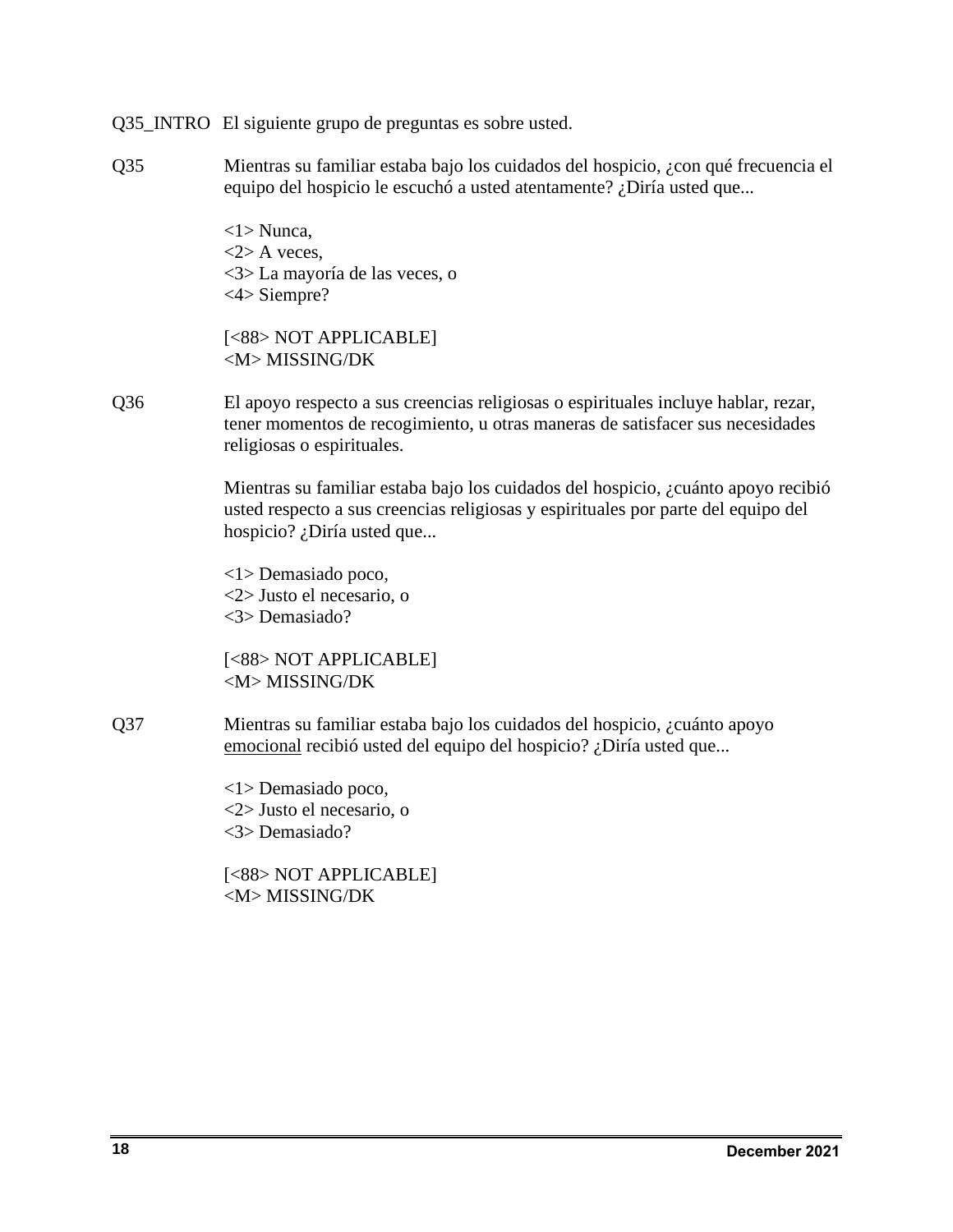Q35_INTRO El siguiente grupo de preguntas es sobre usted.

Q35 Mientras su familiar estaba bajo los cuidados del hospicio, ¿con qué frecuencia el equipo del hospicio le escuchó a usted atentamente? ¿Diría usted que...

<1> Nunca,
<2> A veces,
<3> La mayoría de las veces, o
<4> Siempre?

[<88> NOT APPLICABLE]
<M> MISSING/DK

Q36 El apoyo respecto a sus creencias religiosas o espirituales incluye hablar, rezar, tener momentos de recogimiento, u otras maneras de satisfacer sus necesidades religiosas o espirituales.

Mientras su familiar estaba bajo los cuidados del hospicio, ¿cuánto apoyo recibió usted respecto a sus creencias religiosas y espirituales por parte del equipo del hospicio? ¿Diría usted que...

<1> Demasiado poco,
<2> Justo el necesario, o
<3> Demasiado?

[<88> NOT APPLICABLE]
<M> MISSING/DK

Q37 Mientras su familiar estaba bajo los cuidados del hospicio, ¿cuánto apoyo <u>emocional</u> recibió usted del equipo del hospicio? ¿Diría usted que...

<1> Demasiado poco,
<2> Justo el necesario, o
<3> Demasiado?

[<88> NOT APPLICABLE]
<M> MISSING/DK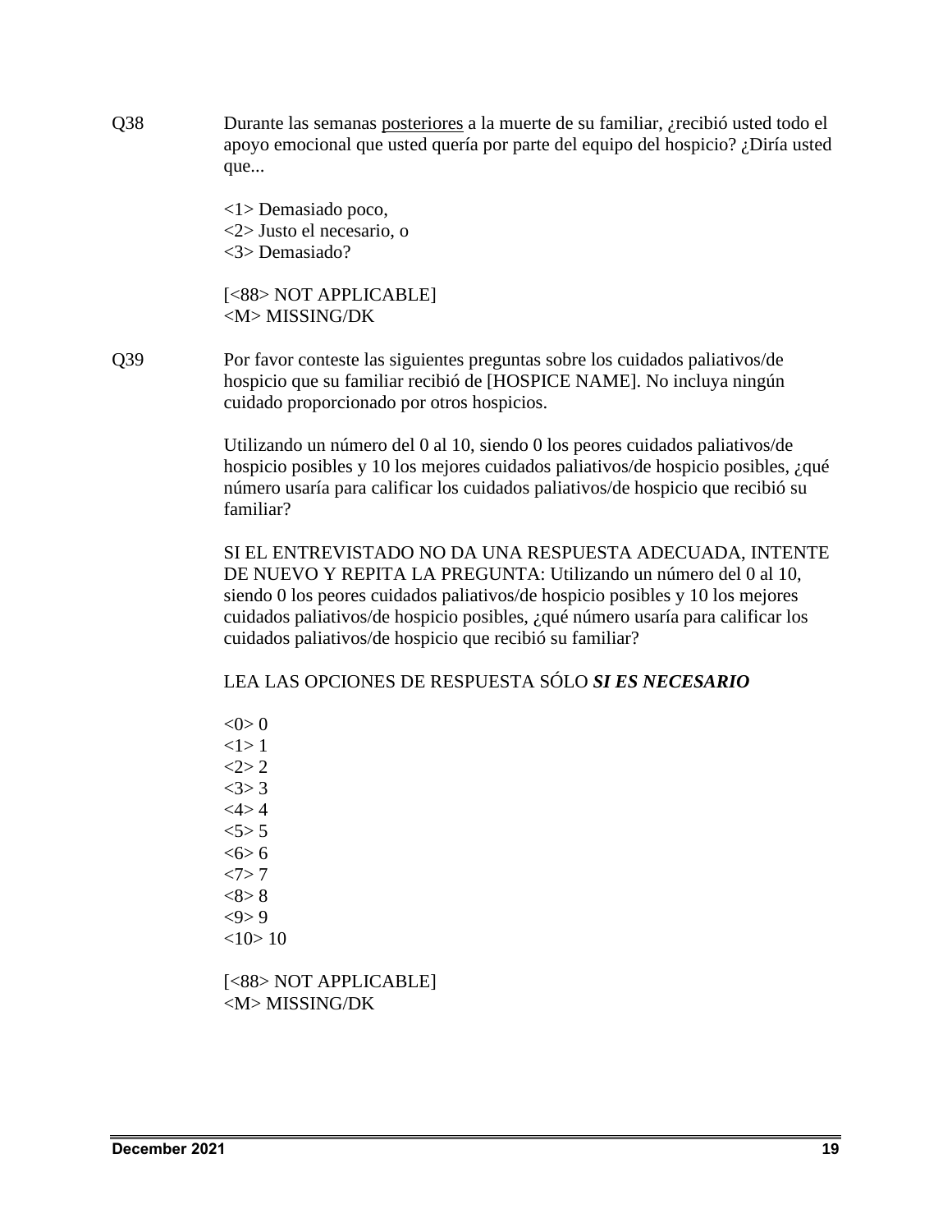Q38 Durante las semanas <u>posteriores</u> a la muerte de su familiar, ¿recibió usted todo el apoyo emocional que usted quería por parte del equipo del hospicio? ¿Diría usted que...

<1> Demasiado poco,
<2> Justo el necesario, o
<3> Demasiado?

[<88> NOT APPLICABLE]
<M> MISSING/DK

Q39 Por favor conteste las siguientes preguntas sobre los cuidados paliativos/de hospicio que su familiar recibió de [HOSPICE NAME]. No incluya ningún cuidado proporcionado por otros hospicios.

Utilizando un número del 0 al 10, siendo 0 los peores cuidados paliativos/de hospicio posibles y 10 los mejores cuidados paliativos/de hospicio posibles, ¿qué número usaría para calificar los cuidados paliativos/de hospicio que recibió su familiar?

SI EL ENTREVISTADO NO DA UNA RESPUESTA ADECUADA, INTENTE DE NUEVO Y REPITA LA PREGUNTA: Utilizando un número del 0 al 10, siendo 0 los peores cuidados paliativos/de hospicio posibles y 10 los mejores cuidados paliativos/de hospicio posibles, ¿qué número usaría para calificar los cuidados paliativos/de hospicio que recibió su familiar?

LEA LAS OPCIONES DE RESPUESTA SÓLO ***SI ES NECESARIO***

<0> 0
<1> 1
<2> 2
<3> 3
<4> 4
<5> 5
<6> 6
<7> 7
<8> 8
<9> 9
<10> 10

[<88> NOT APPLICABLE]
<M> MISSING/DK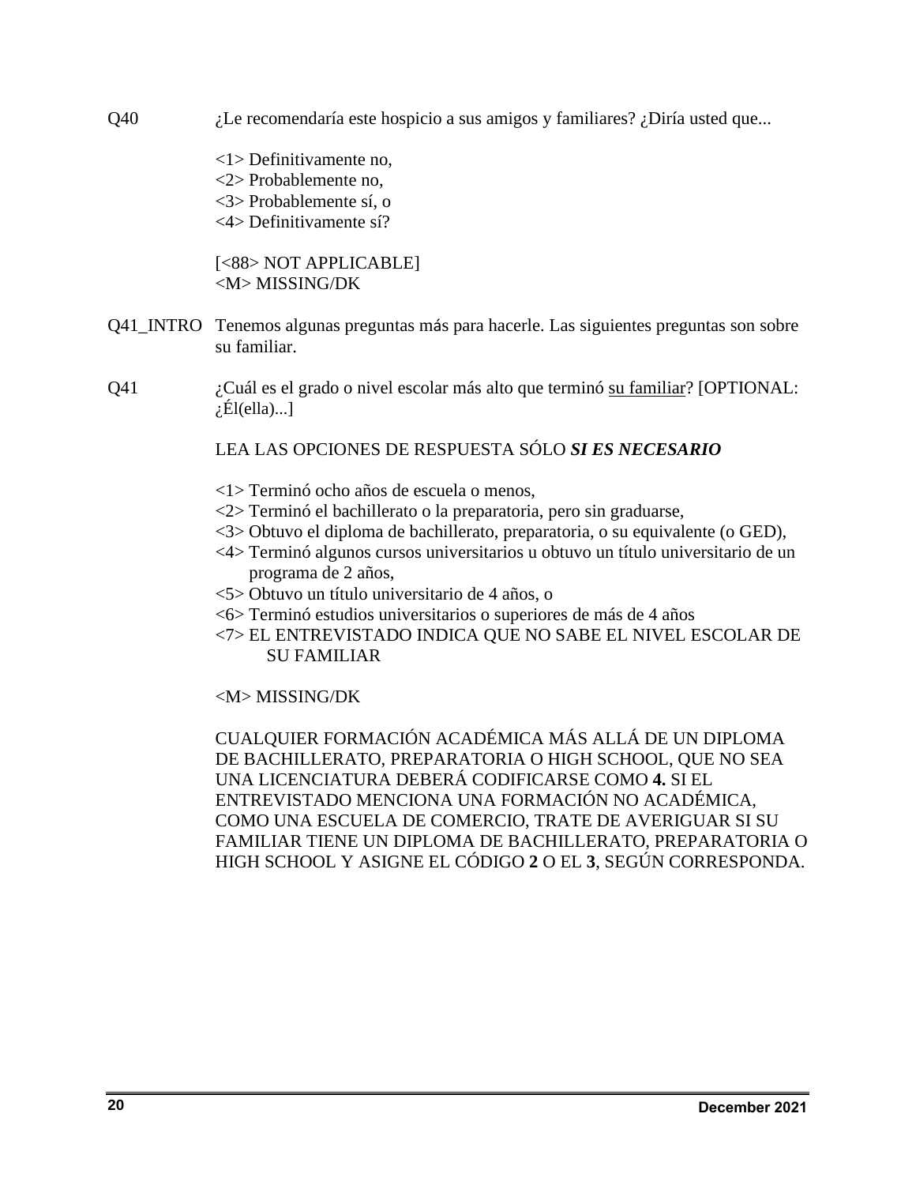Q40 ¿Le recomendaría este hospicio a sus amigos y familiares? ¿Diría usted que...

<1> Definitivamente no,
<2> Probablemente no,
<3> Probablemente sí, o
<4> Definitivamente sí?

[<88> NOT APPLICABLE]
<M> MISSING/DK

Q41_INTRO Tenemos algunas preguntas más para hacerle. Las siguientes preguntas son sobre su familiar.

Q41 ¿Cuál es el grado o nivel escolar más alto que terminó <u>su familiar</u>? [OPTIONAL: ¿Él(ella)...]

LEA LAS OPCIONES DE RESPUESTA SÓLO ***SI ES NECESARIO***

<1> Terminó ocho años de escuela o menos,
<2> Terminó el bachillerato o la preparatoria, pero sin graduarse,
<3> Obtuvo el diploma de bachillerato, preparatoria, o su equivalente (o GED),
<4> Terminó algunos cursos universitarios u obtuvo un título universitario de un programa de 2 años,
<5> Obtuvo un título universitario de 4 años, o
<6> Terminó estudios universitarios o superiores de más de 4 años
<7> EL ENTREVISTADO INDICA QUE NO SABE EL NIVEL ESCOLAR DE SU FAMILIAR

<M> MISSING/DK

CUALQUIER FORMACIÓN ACADÉMICA MÁS ALLÁ DE UN DIPLOMA DE BACHILLERATO, PREPARATORIA O HIGH SCHOOL, QUE NO SEA UNA LICENCIATURA DEBERÁ CODIFICARSE COMO **4.** SI EL ENTREVISTADO MENCIONA UNA FORMACIÓN NO ACADÉMICA, COMO UNA ESCUELA DE COMERCIO, TRATE DE AVERIGUAR SI SU FAMILIAR TIENE UN DIPLOMA DE BACHILLERATO, PREPARATORIA O HIGH SCHOOL Y ASIGNE EL CÓDIGO **2** O EL **3**, SEGÚN CORRESPONDA.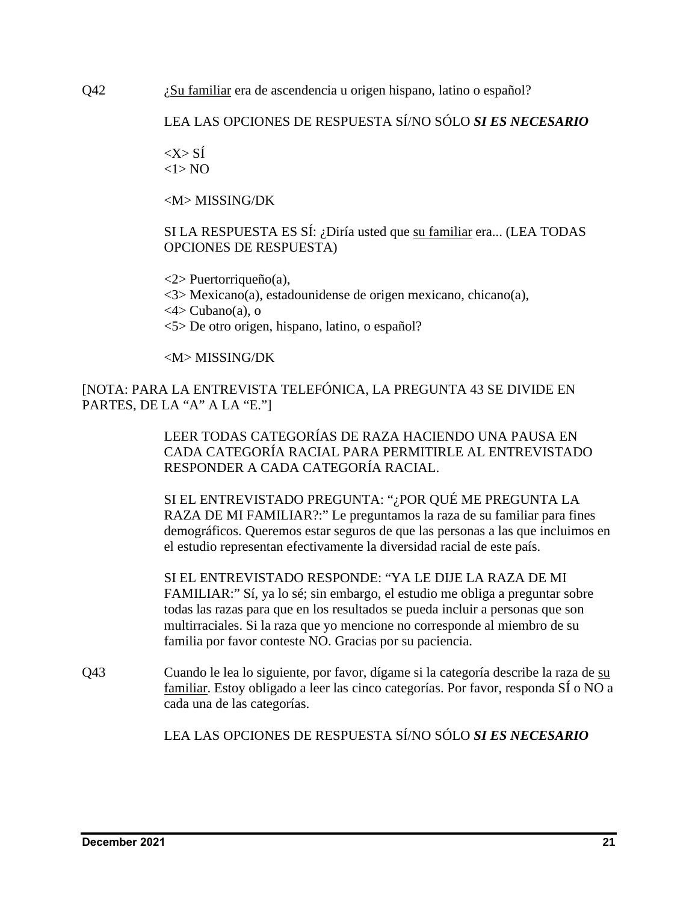Q42 ¿<u>Su familiar</u> era de ascendencia u origen hispano, latino o español?

LEA LAS OPCIONES DE RESPUESTA SÍ/NO SÓLO ***SI ES NECESARIO***

<X> SÍ
<1> NO

<M> MISSING/DK

SI LA RESPUESTA ES SÍ: ¿Diría usted que <u>su familiar</u> era... (LEA TODAS OPCIONES DE RESPUESTA)

<2> Puertorriqueño(a),
<3> Mexicano(a), estadounidense de origen mexicano, chicano(a),
<4> Cubano(a), o
<5> De otro origen, hispano, latino, o español?

<M> MISSING/DK

[NOTA: PARA LA ENTREVISTA TELEFÓNICA, LA PREGUNTA 43 SE DIVIDE EN PARTES, DE LA "A" A LA "E."]

LEER TODAS CATEGORÍAS DE RAZA HACIENDO UNA PAUSA EN CADA CATEGORÍA RACIAL PARA PERMITIRLE AL ENTREVISTADO RESPONDER A CADA CATEGORÍA RACIAL.

SI EL ENTREVISTADO PREGUNTA: "¿POR QUÉ ME PREGUNTA LA RAZA DE MI FAMILIAR?:" Le preguntamos la raza de su familiar para fines demográficos. Queremos estar seguros de que las personas a las que incluimos en el estudio representan efectivamente la diversidad racial de este país.

SI EL ENTREVISTADO RESPONDE: "YA LE DIJE LA RAZA DE MI FAMILIAR:" Sí, ya lo sé; sin embargo, el estudio me obliga a preguntar sobre todas las razas para que en los resultados se pueda incluir a personas que son multirraciales. Si la raza que yo mencione no corresponde al miembro de su familia por favor conteste NO. Gracias por su paciencia.

Q43 Cuando le lea lo siguiente, por favor, dígame si la categoría describe la raza de <u>su familiar</u>. Estoy obligado a leer las cinco categorías. Por favor, responda SÍ o NO a cada una de las categorías.

LEA LAS OPCIONES DE RESPUESTA SÍ/NO SÓLO ***SI ES NECESARIO***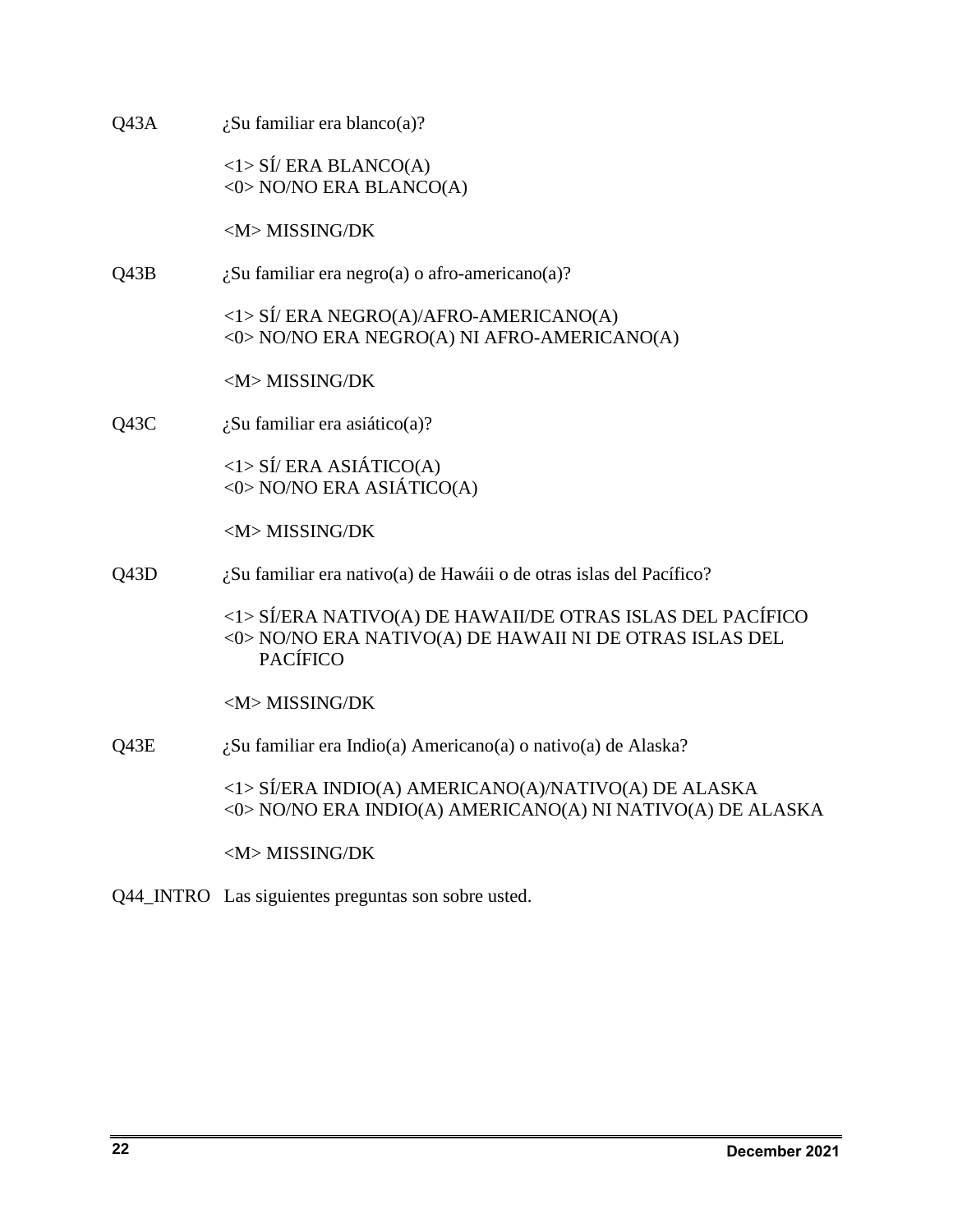Q43A ¿Su familiar era blanco(a)?

<1> SÍ/ ERA BLANCO(A)
<0> NO/NO ERA BLANCO(A)

<M> MISSING/DK

Q43B ¿Su familiar era negro(a) o afro-americano(a)?

<1> SÍ/ ERA NEGRO(A)/AFRO-AMERICANO(A)
<0> NO/NO ERA NEGRO(A) NI AFRO-AMERICANO(A)

<M> MISSING/DK

Q43C ¿Su familiar era asiático(a)?

<1> SÍ/ ERA ASIÁTICO(A)
<0> NO/NO ERA ASIÁTICO(A)

<M> MISSING/DK

Q43D ¿Su familiar era nativo(a) de Hawáii o de otras islas del Pacífico?

<1> SÍ/ERA NATIVO(A) DE HAWAII/DE OTRAS ISLAS DEL PACÍFICO
<0> NO/NO ERA NATIVO(A) DE HAWAII NI DE OTRAS ISLAS DEL PACÍFICO

<M> MISSING/DK

Q43E ¿Su familiar era Indio(a) Americano(a) o nativo(a) de Alaska?

<1> SÍ/ERA INDIO(A) AMERICANO(A)/NATIVO(A) DE ALASKA
<0> NO/NO ERA INDIO(A) AMERICANO(A) NI NATIVO(A) DE ALASKA

<M> MISSING/DK

Q44_INTRO Las siguientes preguntas son sobre usted.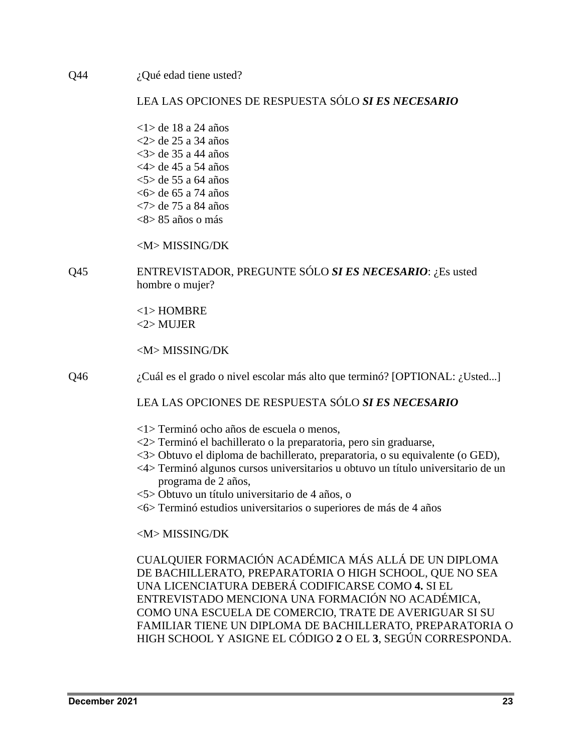Q44 ¿Qué edad tiene usted?

LEA LAS OPCIONES DE RESPUESTA SÓLO ***SI ES NECESARIO***

<1> de 18 a 24 años
<2> de 25 a 34 años
<3> de 35 a 44 años
<4> de 45 a 54 años
<5> de 55 a 64 años
<6> de 65 a 74 años
<7> de 75 a 84 años
<8> 85 años o más

<M> MISSING/DK

Q45 ENTREVISTADOR, PREGUNTE SÓLO ***SI ES NECESARIO***: ¿Es usted hombre o mujer?

<1> HOMBRE
<2> MUJER

<M> MISSING/DK

Q46 ¿Cuál es el grado o nivel escolar más alto que terminó? [OPTIONAL: ¿Usted...]

LEA LAS OPCIONES DE RESPUESTA SÓLO ***SI ES NECESARIO***

<1> Terminó ocho años de escuela o menos,
<2> Terminó el bachillerato o la preparatoria, pero sin graduarse,
<3> Obtuvo el diploma de bachillerato, preparatoria, o su equivalente (o GED),
<4> Terminó algunos cursos universitarios u obtuvo un título universitario de un programa de 2 años,
<5> Obtuvo un título universitario de 4 años, o
<6> Terminó estudios universitarios o superiores de más de 4 años

<M> MISSING/DK

CUALQUIER FORMACIÓN ACADÉMICA MÁS ALLÁ DE UN DIPLOMA DE BACHILLERATO, PREPARATORIA O HIGH SCHOOL, QUE NO SEA UNA LICENCIATURA DEBERÁ CODIFICARSE COMO **4.** SI EL ENTREVISTADO MENCIONA UNA FORMACIÓN NO ACADÉMICA, COMO UNA ESCUELA DE COMERCIO, TRATE DE AVERIGUAR SI SU FAMILIAR TIENE UN DIPLOMA DE BACHILLERATO, PREPARATORIA O HIGH SCHOOL Y ASIGNE EL CÓDIGO **2** O EL **3**, SEGÚN CORRESPONDA.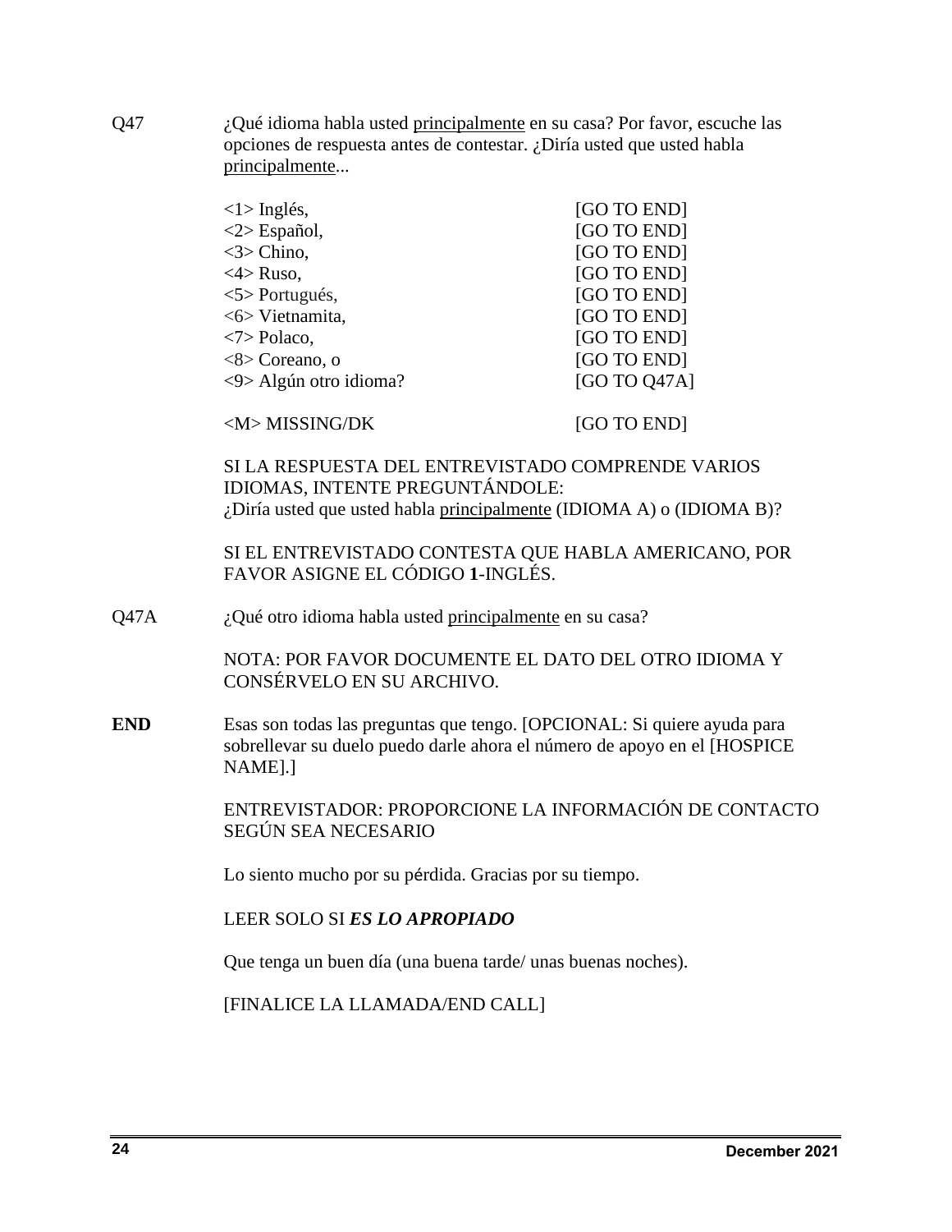Q47 ¿Qué idioma habla usted <u>principalmente</u> en su casa? Por favor, escuche las opciones de respuesta antes de contestar. ¿Diría usted que usted habla <u>principalmente</u>...

| | |
|---|---|
| <1> Inglés, | [GO TO END] |
| <2> Español, | [GO TO END] |
| <3> Chino, | [GO TO END] |
| <4> Ruso, | [GO TO END] |
| <5> Portugués, | [GO TO END] |
| <6> Vietnamita, | [GO TO END] |
| <7> Polaco, | [GO TO END] |
| <8> Coreano, o | [GO TO END] |
| <9> Algún otro idioma? | [GO TO Q47A] |
| <M> MISSING/DK | [GO TO END] |

SI LA RESPUESTA DEL ENTREVISTADO COMPRENDE VARIOS IDIOMAS, INTENTE PREGUNTÁNDOLE:
¿Diría usted que usted habla <u>principalmente</u> (IDIOMA A) o (IDIOMA B)?

SI EL ENTREVISTADO CONTESTA QUE HABLA AMERICANO, POR FAVOR ASIGNE EL CÓDIGO **1**-INGLÉS.

Q47A ¿Qué otro idioma habla usted <u>principalmente</u> en su casa?

NOTA: POR FAVOR DOCUMENTE EL DATO DEL OTRO IDIOMA Y CONSÉRVELO EN SU ARCHIVO.

**END** Esas son todas las preguntas que tengo. [OPCIONAL: Si quiere ayuda para sobrellevar su duelo puedo darle ahora el número de apoyo en el [HOSPICE NAME].]

ENTREVISTADOR: PROPORCIONE LA INFORMACIÓN DE CONTACTO SEGÚN SEA NECESARIO

Lo siento mucho por su pérdida. Gracias por su tiempo.

LEER SOLO SI ***ES LO APROPIADO***

Que tenga un buen día (una buena tarde/ unas buenas noches).

[FINALICE LA LLAMADA/END CALL]